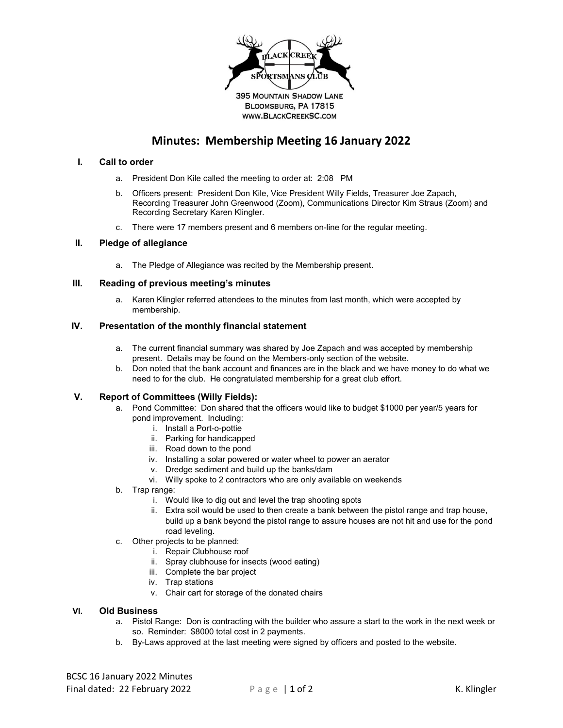BLACK CREEK SPORTSMANS CLUB

395 Mountain Shadow Lane
Bloomsburg, PA 17815
www.BlackCreekSC.com

# Minutes: Membership Meeting 16 January 2022

## I. Call to order

a. President Don Kile called the meeting to order at: 2:08 PM

b. Officers present: President Don Kile, Vice President Willy Fields, Treasurer Joe Zapach, Recording Treasurer John Greenwood (Zoom), Communications Director Kim Straus (Zoom) and Recording Secretary Karen Klingler.

c. There were 17 members present and 6 members on-line for the regular meeting.

## II. Pledge of allegiance

a. The Pledge of Allegiance was recited by the Membership present.

## III. Reading of previous meeting's minutes

a. Karen Klingler referred attendees to the minutes from last month, which were accepted by membership.

## IV. Presentation of the monthly financial statement

a. The current financial summary was shared by Joe Zapach and was accepted by membership present. Details may be found on the Members-only section of the website.

b. Don noted that the bank account and finances are in the black and we have money to do what we need to for the club. He congratulated membership for a great club effort.

## V. Report of Committees (Willy Fields):

a. Pond Committee: Don shared that the officers would like to budget $1000 per year/5 years for pond improvement. Including:
   i. Install a Port-o-pottie
   ii. Parking for handicapped
   iii. Road down to the pond
   iv. Installing a solar powered or water wheel to power an aerator
   v. Dredge sediment and build up the banks/dam
   vi. Willy spoke to 2 contractors who are only available on weekends

b. Trap range:
   i. Would like to dig out and level the trap shooting spots
   ii. Extra soil would be used to then create a bank between the pistol range and trap house, build up a bank beyond the pistol range to assure houses are not hit and use for the pond road leveling.

c. Other projects to be planned:
   i. Repair Clubhouse roof
   ii. Spray clubhouse for insects (wood eating)
   iii. Complete the bar project
   iv. Trap stations
   v. Chair cart for storage of the donated chairs

## VI. Old Business

a. Pistol Range: Don is contracting with the builder who assure a start to the work in the next week or so. Reminder: $8000 total cost in 2 payments.

b. By-Laws approved at the last meeting were signed by officers and posted to the website.

BCSC 16 January 2022 Minutes
Final dated: 22 February 2022 — K. Klingler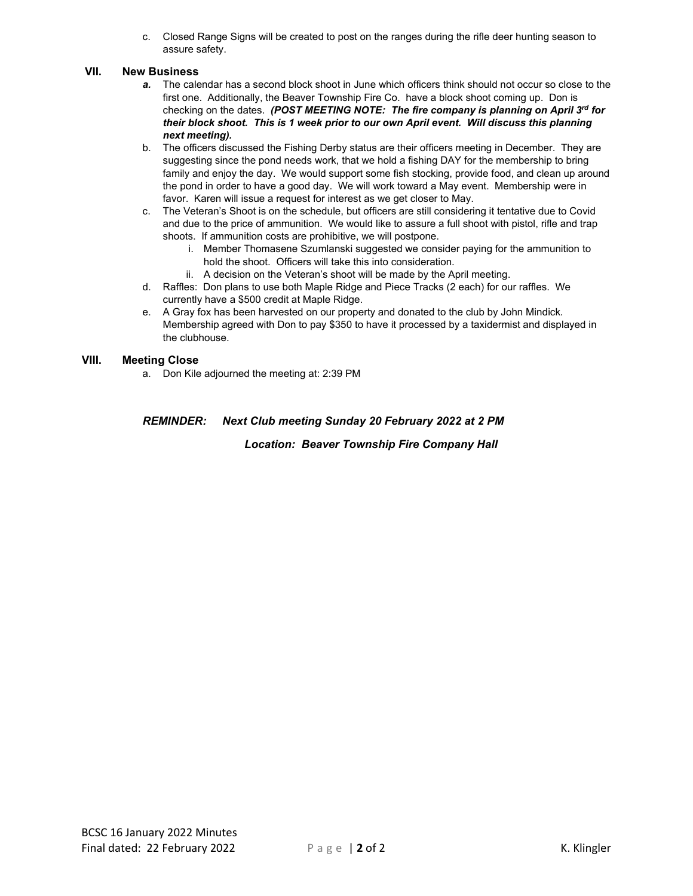c. Closed Range Signs will be created to post on the ranges during the rifle deer hunting season to assure safety.

## VII. New Business

***a.*** The calendar has a second block shoot in June which officers think should not occur so close to the first one. Additionally, the Beaver Township Fire Co. have a block shoot coming up. Don is checking on the dates. ***(POST MEETING NOTE: The fire company is planning on April 3rd for their block shoot. This is 1 week prior to our own April event. Will discuss this planning next meeting).***

b. The officers discussed the Fishing Derby status are their officers meeting in December. They are suggesting since the pond needs work, that we hold a fishing DAY for the membership to bring family and enjoy the day. We would support some fish stocking, provide food, and clean up around the pond in order to have a good day. We will work toward a May event. Membership were in favor. Karen will issue a request for interest as we get closer to May.

c. The Veteran's Shoot is on the schedule, but officers are still considering it tentative due to Covid and due to the price of ammunition. We would like to assure a full shoot with pistol, rifle and trap shoots. If ammunition costs are prohibitive, we will postpone.
   - i. Member Thomasene Szumlanski suggested we consider paying for the ammunition to hold the shoot. Officers will take this into consideration.
   - ii. A decision on the Veteran's shoot will be made by the April meeting.

d. Raffles: Don plans to use both Maple Ridge and Piece Tracks (2 each) for our raffles. We currently have a $500 credit at Maple Ridge.

e. A Gray fox has been harvested on our property and donated to the club by John Mindick. Membership agreed with Don to pay $350 to have it processed by a taxidermist and displayed in the clubhouse.

## VIII. Meeting Close

a. Don Kile adjourned the meeting at: 2:39 PM

***REMINDER: Next Club meeting Sunday 20 February 2022 at 2 PM***

***Location: Beaver Township Fire Company Hall***

BCSC 16 January 2022 Minutes
Final dated: 22 February 2022 K. Klingler